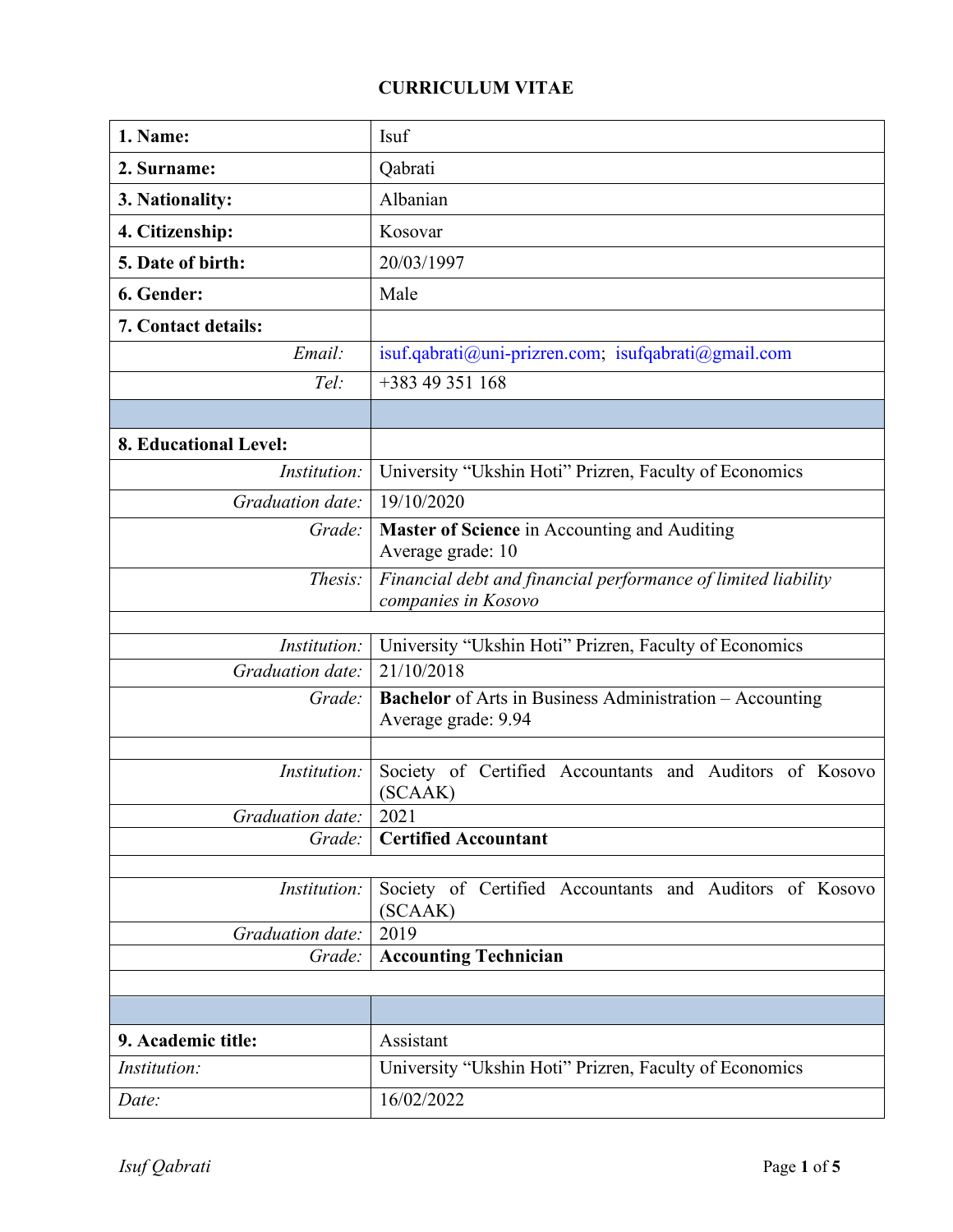# CURRICULUM VITAE

| | |
|---|---|
| **1. Name:** | Isuf |
| **2. Surname:** | Qabrati |
| **3. Nationality:** | Albanian |
| **4. Citizenship:** | Kosovar |
| **5. Date of birth:** | 20/03/1997 |
| **6. Gender:** | Male |
| **7. Contact details:** | |
| *Email:* | isuf.qabrati@uni-prizren.com; isufqabrati@gmail.com |
| *Tel:* | +383 49 351 168 |
| | |
| **8. Educational Level:** | |
| *Institution:* | University "Ukshin Hoti" Prizren, Faculty of Economics |
| *Graduation date:* | 19/10/2020 |
| *Grade:* | **Master of Science** in Accounting and Auditing<br>Average grade: 10 |
| *Thesis:* | *Financial debt and financial performance of limited liability companies in Kosovo* |
| | |
| *Institution:* | University "Ukshin Hoti" Prizren, Faculty of Economics |
| *Graduation date:* | 21/10/2018 |
| *Grade:* | **Bachelor** of Arts in Business Administration – Accounting<br>Average grade: 9.94 |
| | |
| *Institution:* | Society of Certified Accountants and Auditors of Kosovo (SCAAK) |
| *Graduation date:* | 2021 |
| *Grade:* | **Certified Accountant** |
| | |
| *Institution:* | Society of Certified Accountants and Auditors of Kosovo (SCAAK) |
| *Graduation date:* | 2019 |
| *Grade:* | **Accounting Technician** |
| | |
| | |
| **9. Academic title:** | Assistant |
| *Institution:* | University "Ukshin Hoti" Prizren, Faculty of Economics |
| *Date:* | 16/02/2022 |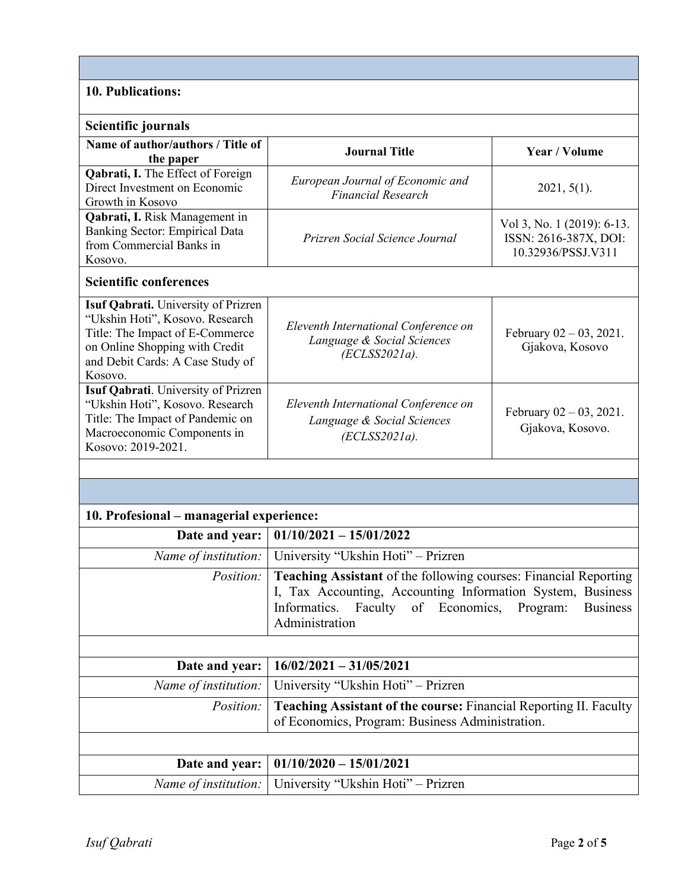## 10. Publications:

### Scientific journals

| Name of author/authors / Title of the paper | Journal Title | Year / Volume |
| --- | --- | --- |
| **Qabrati, I.** The Effect of Foreign Direct Investment on Economic Growth in Kosovo | *European Journal of Economic and Financial Research* | 2021, 5(1). |
| **Qabrati, I.** Risk Management in Banking Sector: Empirical Data from Commercial Banks in Kosovo. | *Prizren Social Science Journal* | Vol 3, No. 1 (2019): 6-13. ISSN: 2616-387X, DOI: 10.32936/PSSJ.V311 |

### Scientific conferences

| | | |
| --- | --- | --- |
| **Isuf Qabrati.** University of Prizren "Ukshin Hoti", Kosovo. Research Title: The Impact of E-Commerce on Online Shopping with Credit and Debit Cards: A Case Study of Kosovo. | *Eleventh International Conference on Language & Social Sciences (ECLSS2021a).* | February 02 – 03, 2021. Gjakova, Kosovo |
| **Isuf Qabrati**. University of Prizren "Ukshin Hoti", Kosovo. Research Title: The Impact of Pandemic on Macroeconomic Components in Kosovo: 2019-2021. | *Eleventh International Conference on Language & Social Sciences (ECLSS2021a).* | February 02 – 03, 2021. Gjakova, Kosovo. |

## 10. Profesional – managerial experience:

| | |
| --- | --- |
| **Date and year:** | **01/10/2021 – 15/01/2022** |
| *Name of institution:* | University "Ukshin Hoti" – Prizren |
| *Position:* | **Teaching Assistant** of the following courses: Financial Reporting I, Tax Accounting, Accounting Information System, Business Informatics. Faculty of Economics, Program: Business Administration |

| | |
| --- | --- |
| **Date and year:** | **16/02/2021 – 31/05/2021** |
| *Name of institution:* | University "Ukshin Hoti" – Prizren |
| *Position:* | **Teaching Assistant of the course:** Financial Reporting II. Faculty of Economics, Program: Business Administration. |

| | |
| --- | --- |
| **Date and year:** | **01/10/2020 – 15/01/2021** |
| *Name of institution:* | University "Ukshin Hoti" – Prizren |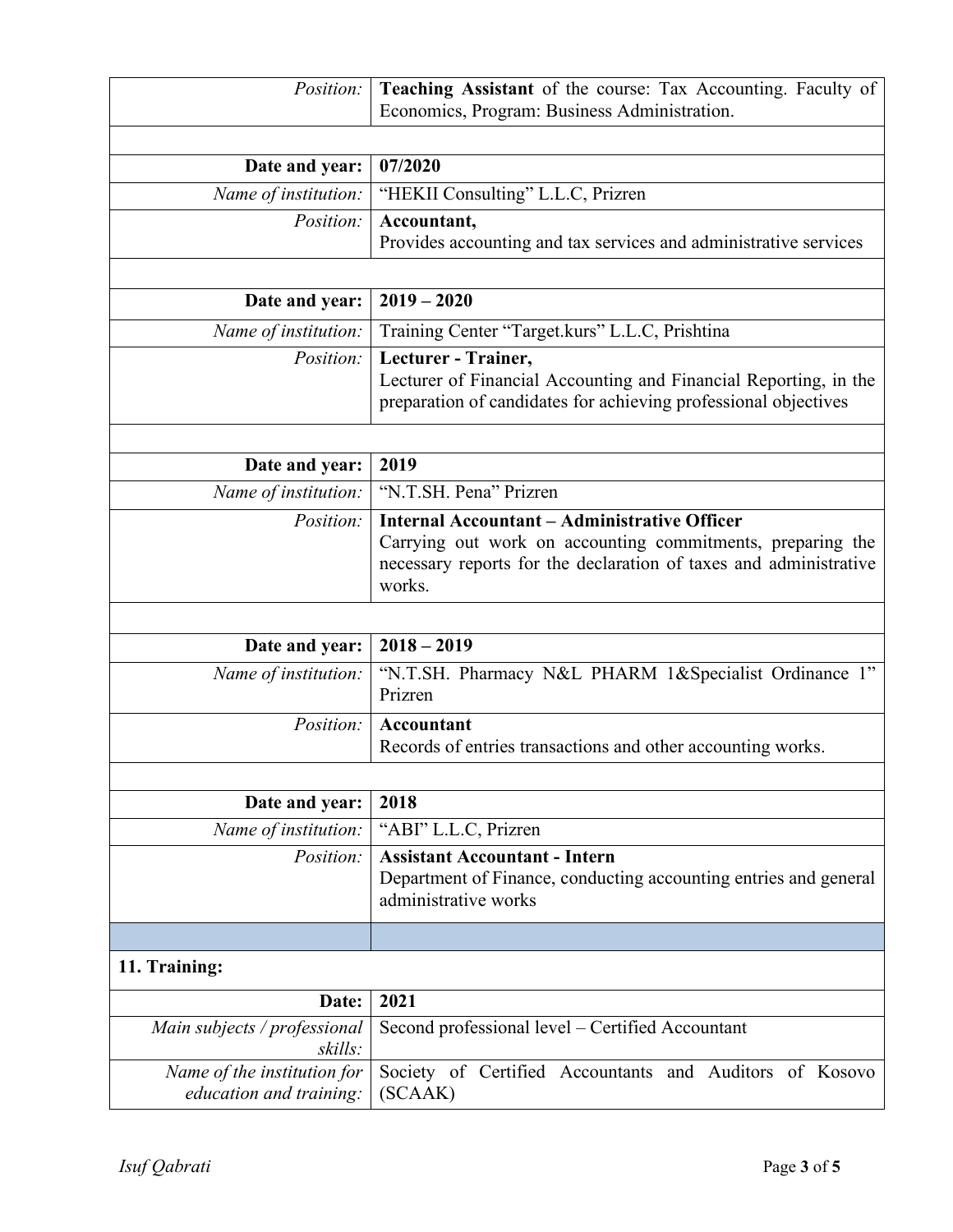| | |
|---|---|
| *Position:* | **Teaching Assistant** of the course: Tax Accounting. Faculty of Economics, Program: Business Administration. |
| | |
| **Date and year:** | **07/2020** |
| *Name of institution:* | "HEKII Consulting" L.L.C, Prizren |
| *Position:* | **Accountant,** Provides accounting and tax services and administrative services |
| | |
| **Date and year:** | **2019 – 2020** |
| *Name of institution:* | Training Center "Target.kurs" L.L.C, Prishtina |
| *Position:* | **Lecturer - Trainer,** Lecturer of Financial Accounting and Financial Reporting, in the preparation of candidates for achieving professional objectives |
| | |
| **Date and year:** | **2019** |
| *Name of institution:* | "N.T.SH. Pena" Prizren |
| *Position:* | **Internal Accountant – Administrative Officer** Carrying out work on accounting commitments, preparing the necessary reports for the declaration of taxes and administrative works. |
| | |
| **Date and year:** | **2018 – 2019** |
| *Name of institution:* | "N.T.SH. Pharmacy N&L PHARM 1&Specialist Ordinance 1" Prizren |
| *Position:* | **Accountant** Records of entries transactions and other accounting works. |
| | |
| **Date and year:** | **2018** |
| *Name of institution:* | "ABI" L.L.C, Prizren |
| *Position:* | **Assistant Accountant - Intern** Department of Finance, conducting accounting entries and general administrative works |

**11. Training:**

| | |
|---|---|
| **Date:** | **2021** |
| *Main subjects / professional skills:* | Second professional level – Certified Accountant |
| *Name of the institution for education and training:* | Society of Certified Accountants and Auditors of Kosovo (SCAAK) |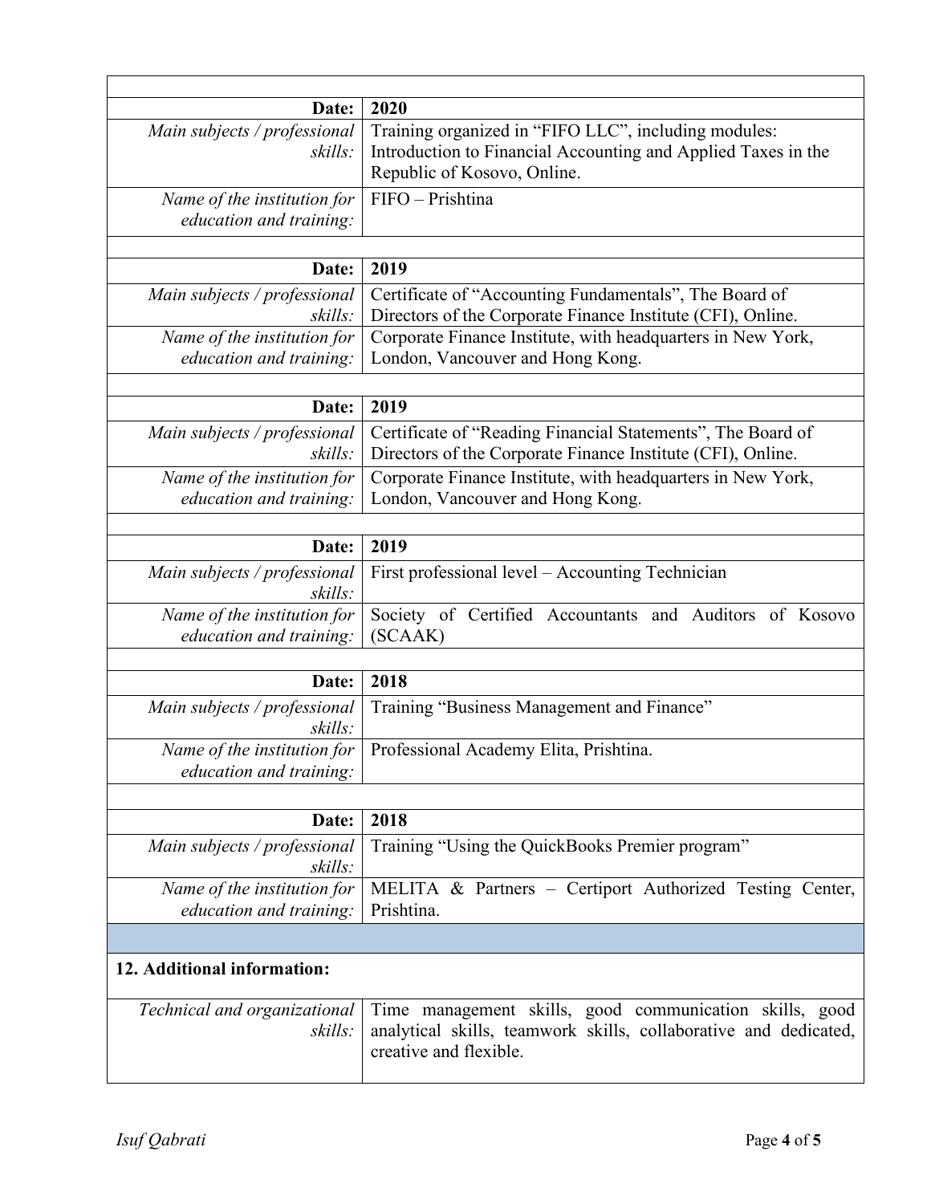| | |
|---|---|
| **Date:** | **2020** |
| *Main subjects / professional skills:* | Training organized in "FIFO LLC", including modules: Introduction to Financial Accounting and Applied Taxes in the Republic of Kosovo, Online. |
| *Name of the institution for education and training:* | FIFO – Prishtina |
| | |
| **Date:** | **2019** |
| *Main subjects / professional skills:* | Certificate of "Accounting Fundamentals", The Board of Directors of the Corporate Finance Institute (CFI), Online. |
| *Name of the institution for education and training:* | Corporate Finance Institute, with headquarters in New York, London, Vancouver and Hong Kong. |
| | |
| **Date:** | **2019** |
| *Main subjects / professional skills:* | Certificate of "Reading Financial Statements", The Board of Directors of the Corporate Finance Institute (CFI), Online. |
| *Name of the institution for education and training:* | Corporate Finance Institute, with headquarters in New York, London, Vancouver and Hong Kong. |
| | |
| **Date:** | **2019** |
| *Main subjects / professional skills:* | First professional level – Accounting Technician |
| *Name of the institution for education and training:* | Society of Certified Accountants and Auditors of Kosovo (SCAAK) |
| | |
| **Date:** | **2018** |
| *Main subjects / professional skills:* | Training "Business Management and Finance" |
| *Name of the institution for education and training:* | Professional Academy Elita, Prishtina. |
| | |
| **Date:** | **2018** |
| *Main subjects / professional skills:* | Training "Using the QuickBooks Premier program" |
| *Name of the institution for education and training:* | MELITA & Partners – Certiport Authorized Testing Center, Prishtina. |

**12. Additional information:**

| | |
|---|---|
| *Technical and organizational skills:* | Time management skills, good communication skills, good analytical skills, teamwork skills, collaborative and dedicated, creative and flexible. |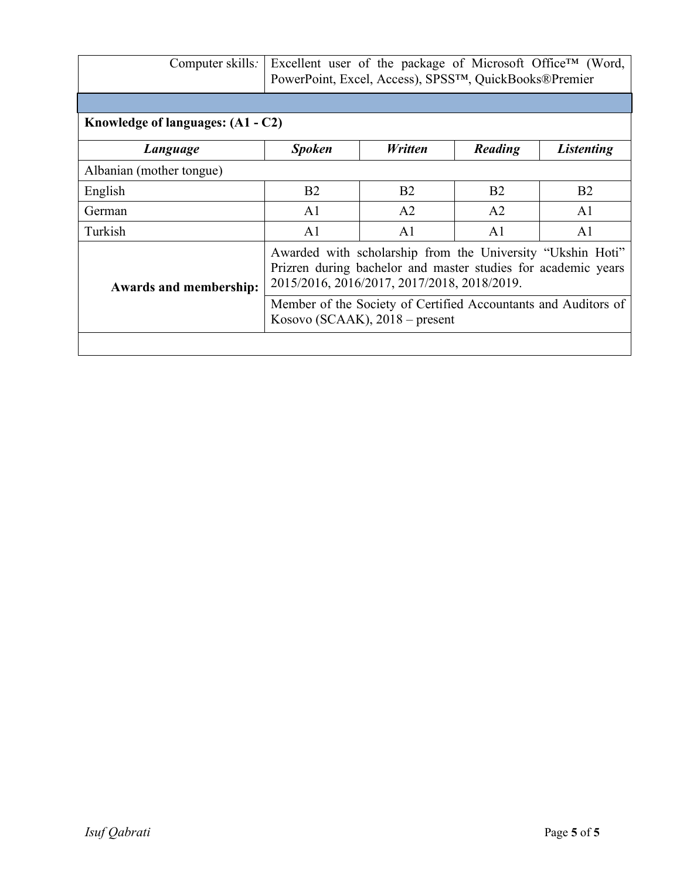| | |
|---|---|
| Computer skills: | Excellent user of the package of Microsoft Office™ (Word, PowerPoint, Excel, Access), SPSS™, QuickBooks®Premier |

**Knowledge of languages: (A1 - C2)**

| *Language* | *Spoken* | *Written* | *Reading* | *Listenting* |
|---|---|---|---|---|
| Albanian (mother tongue) | | | | |
| English | B2 | B2 | B2 | B2 |
| German | A1 | A2 | A2 | A1 |
| Turkish | A1 | A1 | A1 | A1 |

| | |
|---|---|
| **Awards and membership:** | Awarded with scholarship from the University "Ukshin Hoti" Prizren during bachelor and master studies for academic years 2015/2016, 2016/2017, 2017/2018, 2018/2019. |
| | Member of the Society of Certified Accountants and Auditors of Kosovo (SCAAK), 2018 – present |